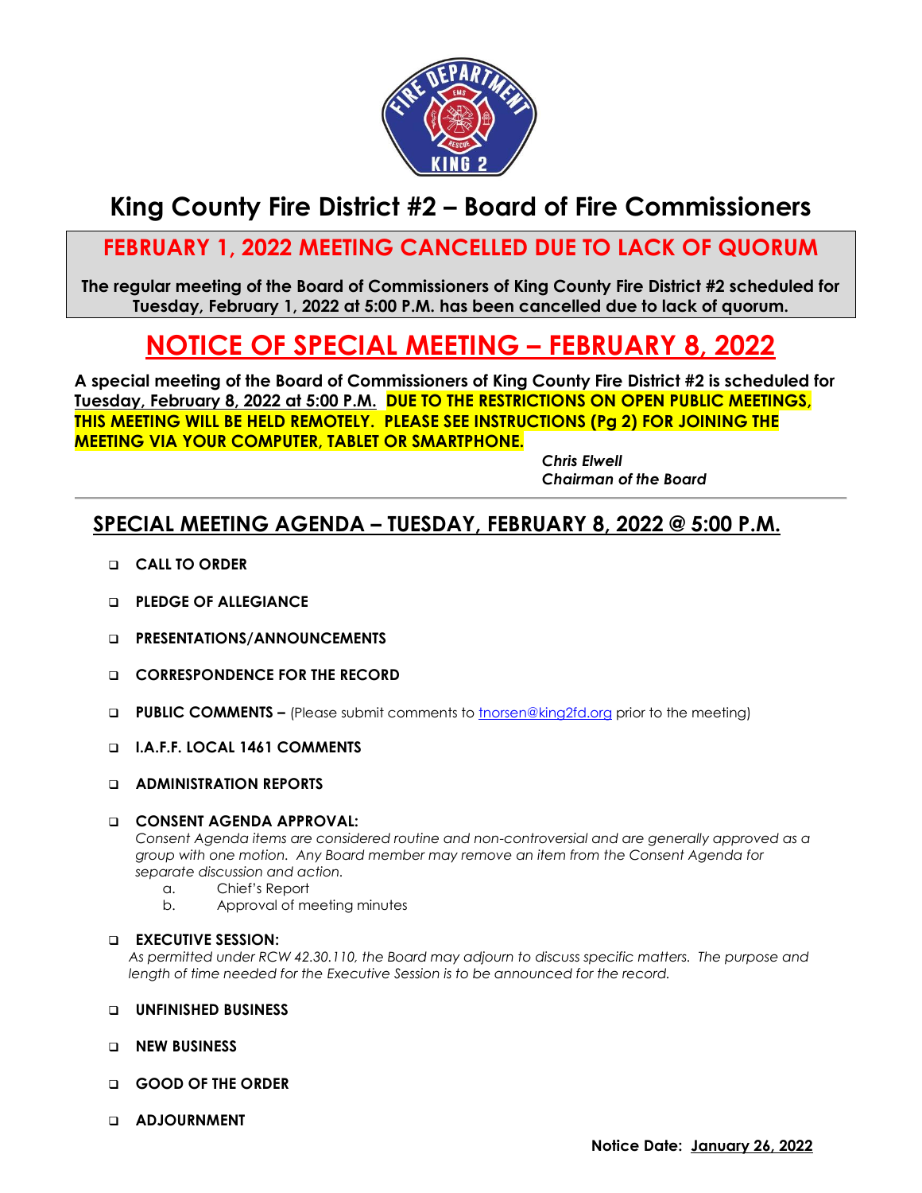# King County Fire District #2 – Board of Fire Commissioners

## FEBRUARY 1, 2022 MEETING CANCELLED DUE TO LACK OF QUORUM

**The regular meeting of the Board of Commissioners of King County Fire District #2 scheduled for Tuesday, February 1, 2022 at 5:00 P.M. has been cancelled due to lack of quorum.**

# NOTICE OF SPECIAL MEETING – FEBRUARY 8, 2022

**A special meeting of the Board of Commissioners of King County Fire District #2 is scheduled for Tuesday, February 8, 2022 at 5:00 P.M. DUE TO THE RESTRICTIONS ON OPEN PUBLIC MEETINGS, THIS MEETING WILL BE HELD REMOTELY. PLEASE SEE INSTRUCTIONS (Pg 2) FOR JOINING THE MEETING VIA YOUR COMPUTER, TABLET OR SMARTPHONE.**

*Chris Elwell*
*Chairman of the Board*

---

## SPECIAL MEETING AGENDA – TUESDAY, FEBRUARY 8, 2022 @ 5:00 P.M.

- **CALL TO ORDER**
- **PLEDGE OF ALLEGIANCE**
- **PRESENTATIONS/ANNOUNCEMENTS**
- **CORRESPONDENCE FOR THE RECORD**
- **PUBLIC COMMENTS –** (Please submit comments to tnorsen@king2fd.org prior to the meeting)
- **I.A.F.F. LOCAL 1461 COMMENTS**
- **ADMINISTRATION REPORTS**
- **CONSENT AGENDA APPROVAL:**
  *Consent Agenda items are considered routine and non-controversial and are generally approved as a group with one motion. Any Board member may remove an item from the Consent Agenda for separate discussion and action.*
  a. Chief's Report
  b. Approval of meeting minutes
- **EXECUTIVE SESSION:**
  *As permitted under RCW 42.30.110, the Board may adjourn to discuss specific matters. The purpose and length of time needed for the Executive Session is to be announced for the record.*
- **UNFINISHED BUSINESS**
- **NEW BUSINESS**
- **GOOD OF THE ORDER**
- **ADJOURNMENT**

**Notice Date: January 26, 2022**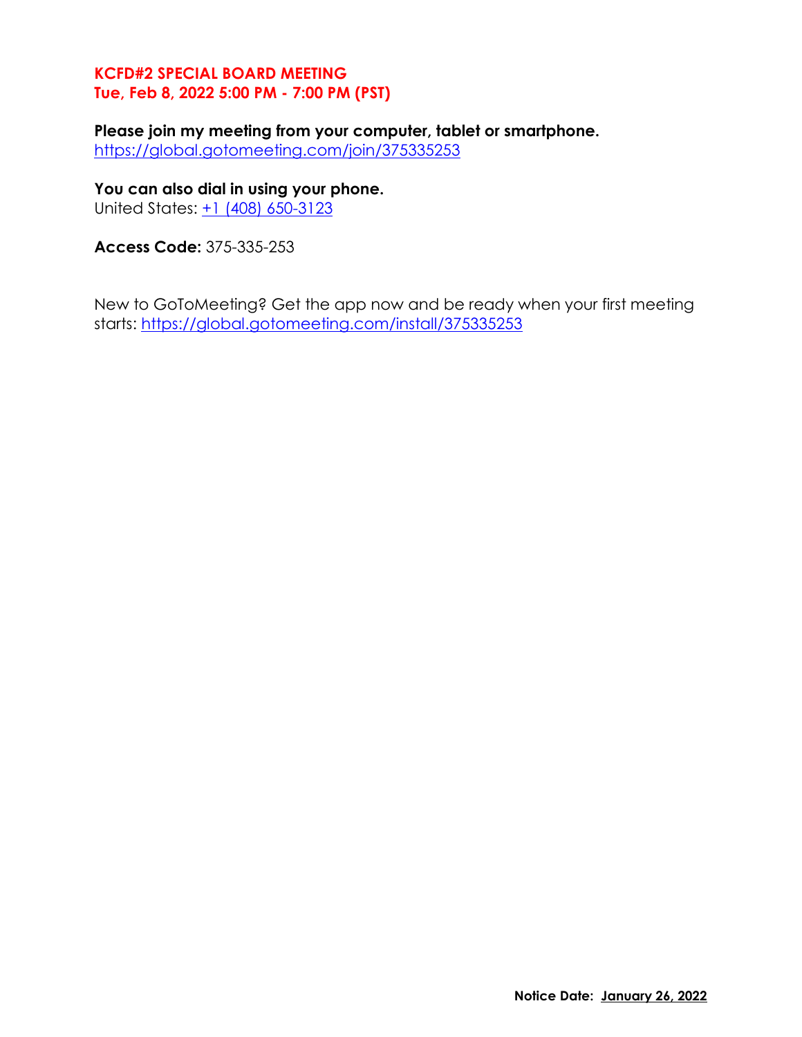**KCFD#2 SPECIAL BOARD MEETING**
**Tue, Feb 8, 2022 5:00 PM - 7:00 PM (PST)**

**Please join my meeting from your computer, tablet or smartphone.**
https://global.gotomeeting.com/join/375335253

**You can also dial in using your phone.**
United States: +1 (408) 650-3123

**Access Code:** 375-335-253

New to GoToMeeting? Get the app now and be ready when your first meeting starts: https://global.gotomeeting.com/install/375335253

**Notice Date: January 26, 2022**